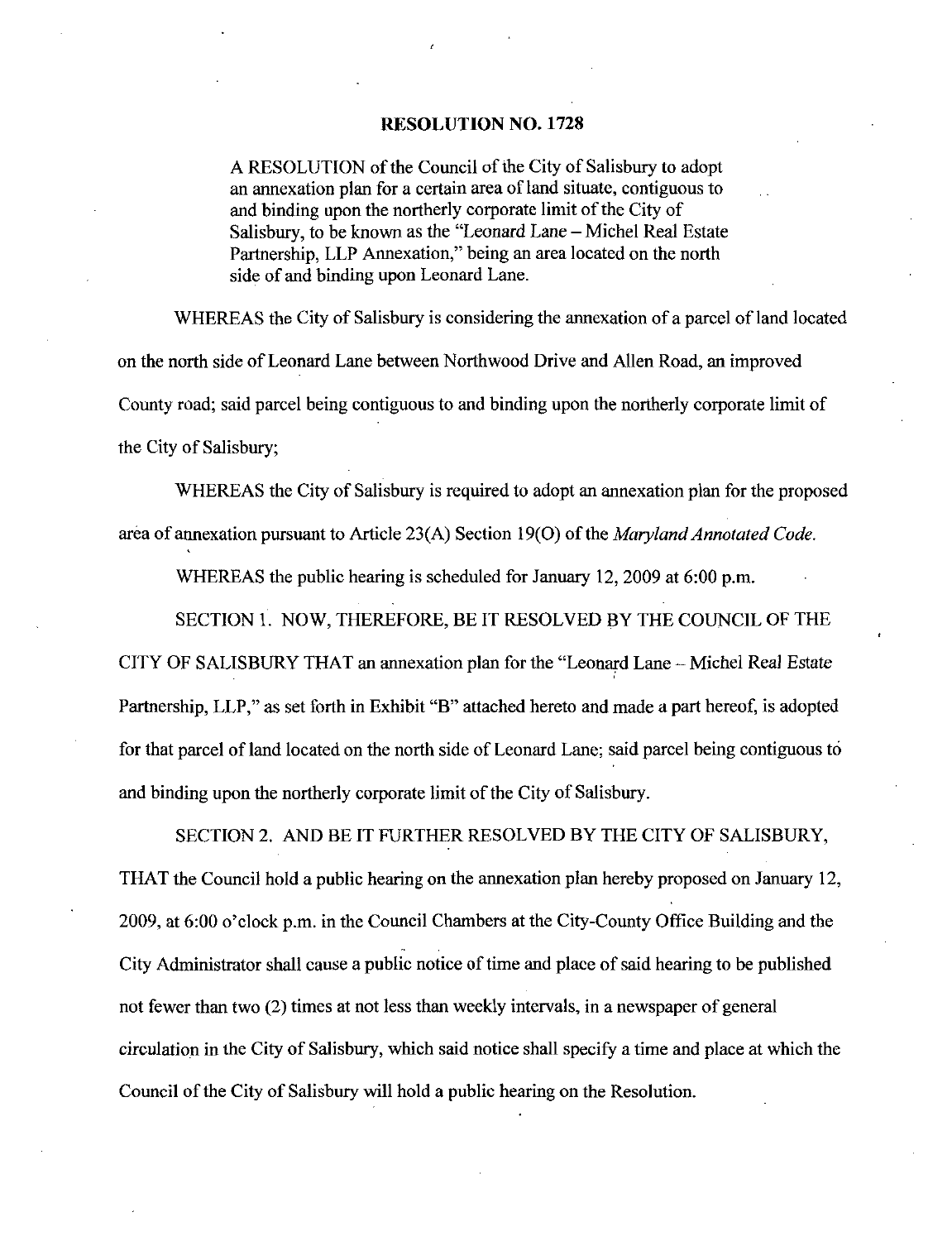# RESOLUTION NO. 1728

A RESOLUTION of the Council of the City of Salisbury to adopt an annexation plan for a certain area of land situate, contiguous to and binding upon the northerly corporate limit of the City of Salisbury, to be known as the "Leonard Lane – Michel Real Estate Partnership, LLP Annexation," being an area located on the north side of and binding upon Leonard Lane.

WHEREAS the City of Salisbury is considering the annexation of a parcel of land located on the north side of Leonard Lane between Northwood Drive and Allen Road, an improved County road; said parcel being contiguous to and binding upon the northerly corporate limit of the City of Salisbury;

WHEREAS the City of Salisbury is required to adopt an annexation plan for the proposed area of annexation pursuant to Article 23(A) Section 19(O) of the *Maryland Annotated Code*.

WHEREAS the public hearing is scheduled for January 12, 2009 at 6:00 p.m.

SECTION 1. NOW, THEREFORE, BE IT RESOLVED BY THE COUNCIL OF THE CITY OF SALISBURY THAT an annexation plan for the "Leonard Lane – Michel Real Estate Partnership, LLP," as set forth in Exhibit "B" attached hereto and made a part hereof, is adopted for that parcel of land located on the north side of Leonard Lane; said parcel being contiguous to and binding upon the northerly corporate limit of the City of Salisbury.

SECTION 2. AND BE IT FURTHER RESOLVED BY THE CITY OF SALISBURY, THAT the Council hold a public hearing on the annexation plan hereby proposed on January 12, 2009, at 6:00 o'clock p.m. in the Council Chambers at the City-County Office Building and the City Administrator shall cause a public notice of time and place of said hearing to be published not fewer than two (2) times at not less than weekly intervals, in a newspaper of general circulation in the City of Salisbury, which said notice shall specify a time and place at which the Council of the City of Salisbury will hold a public hearing on the Resolution.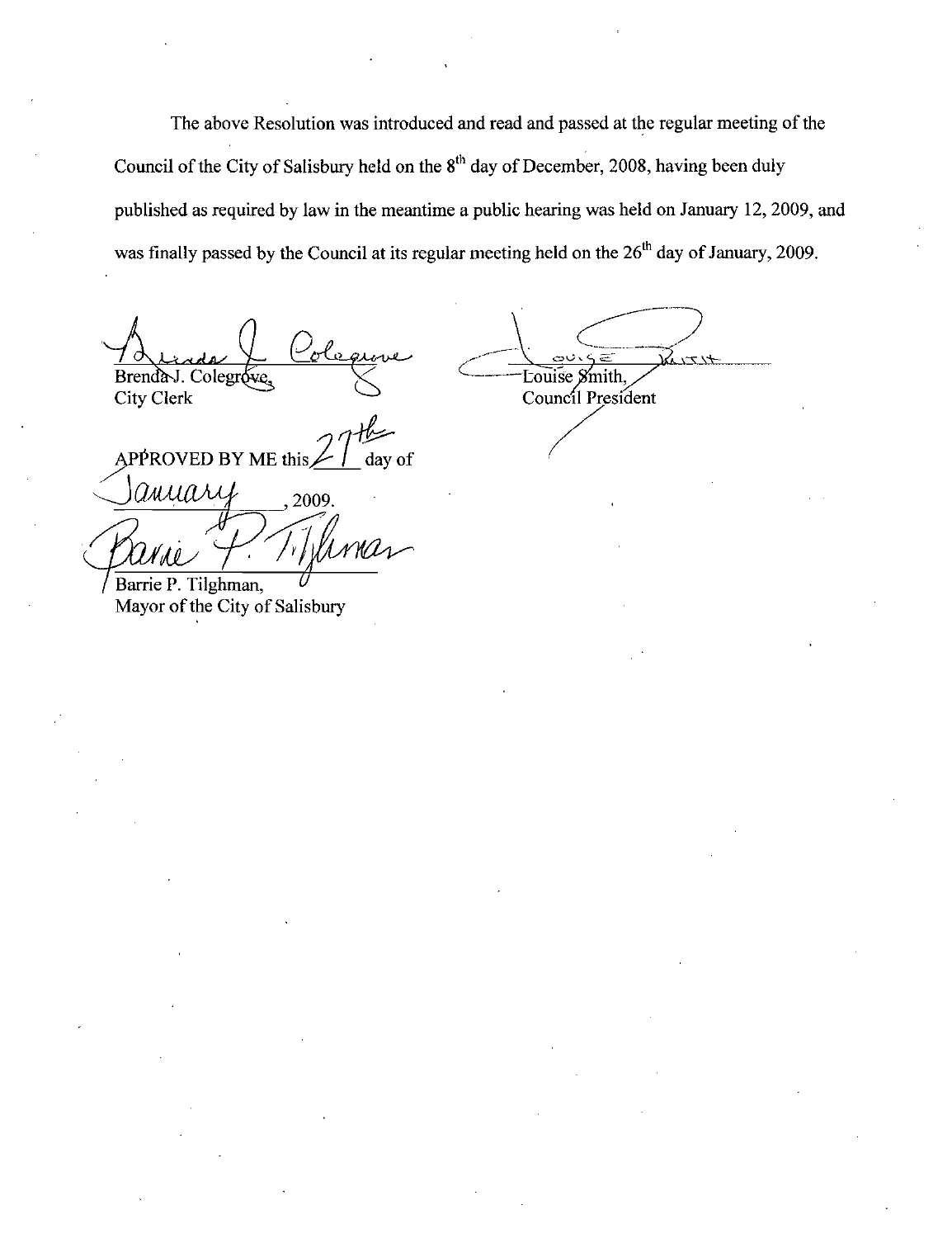The above Resolution was introduced and read and passed at the regular meeting of the Council of the City of Salisbury held on the 8th day of December, 2008, having been duly published as required by law in the meantime a public hearing was held on January 12, 2009, and was finally passed by the Council at its regular meeting held on the 26th day of January, 2009.

Brenda J. Colegrove,
City Clerk

Louise Smith,
Council President

APPROVED BY ME this 27th day of January, 2009.

Barrie P. Tilghman,
Mayor of the City of Salisbury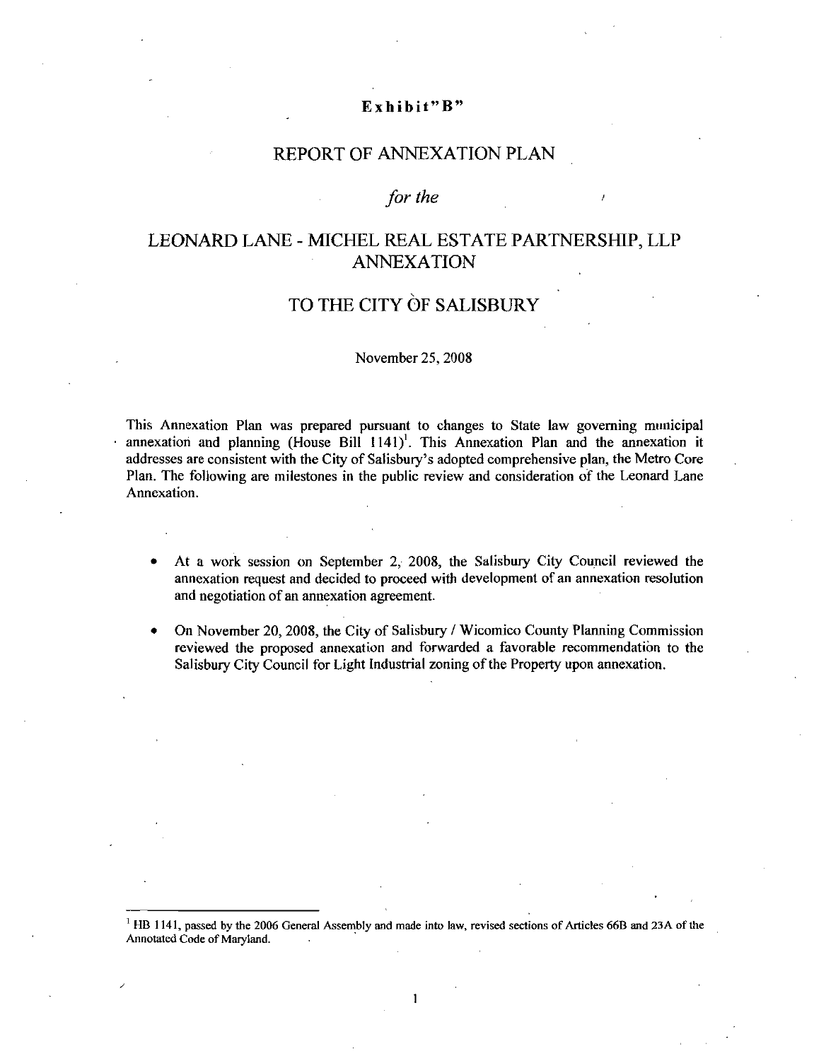**Exhibit"B"**

# REPORT OF ANNEXATION PLAN

## *for the*

## LEONARD LANE - MICHEL REAL ESTATE PARTNERSHIP, LLP ANNEXATION

## TO THE CITY OF SALISBURY

November 25, 2008

This Annexation Plan was prepared pursuant to changes to State law governing municipal annexation and planning (House Bill 1141)[1]. This Annexation Plan and the annexation it addresses are consistent with the City of Salisbury's adopted comprehensive plan, the Metro Core Plan. The following are milestones in the public review and consideration of the Leonard Lane Annexation.

- At a work session on September 2, 2008, the Salisbury City Council reviewed the annexation request and decided to proceed with development of an annexation resolution and negotiation of an annexation agreement.
- On November 20, 2008, the City of Salisbury / Wicomico County Planning Commission reviewed the proposed annexation and forwarded a favorable recommendation to the Salisbury City Council for Light Industrial zoning of the Property upon annexation.

---

[1] HB 1141, passed by the 2006 General Assembly and made into law, revised sections of Articles 66B and 23A of the Annotated Code of Maryland.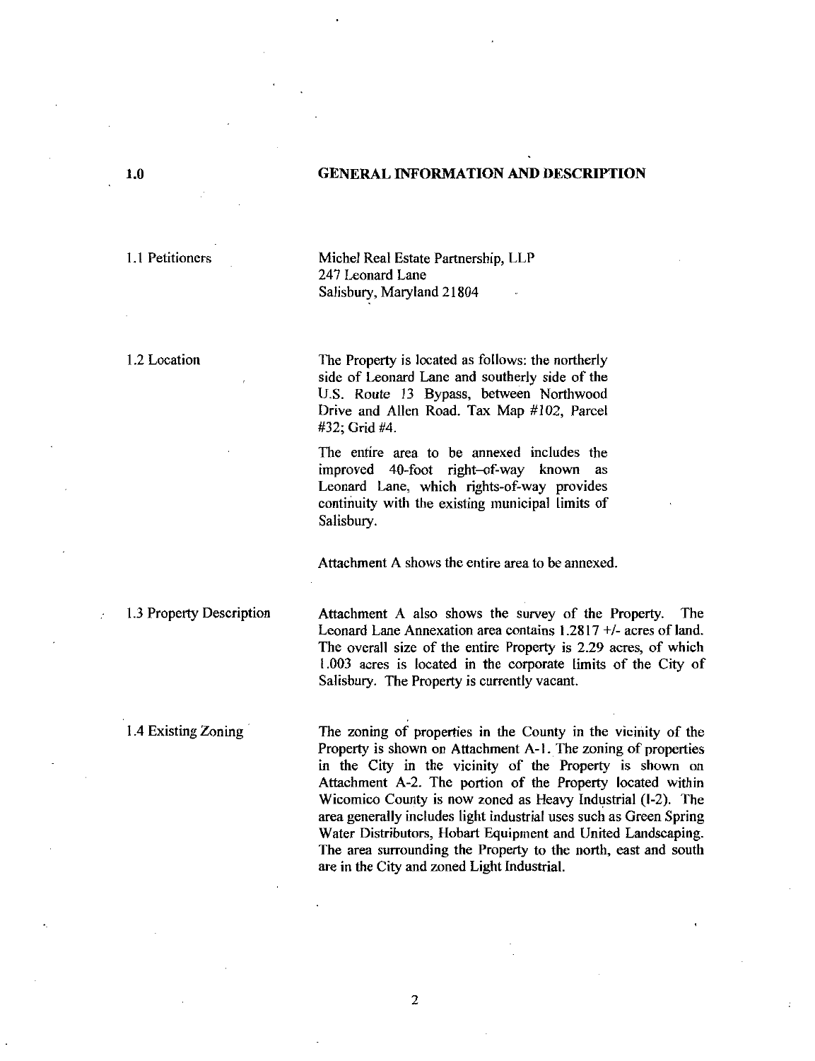# 1.0 GENERAL INFORMATION AND DESCRIPTION

**1.1 Petitioners**

Michel Real Estate Partnership, LLP
247 Leonard Lane
Salisbury, Maryland 21804

**1.2 Location**

The Property is located as follows: the northerly side of Leonard Lane and southerly side of the U.S. Route 13 Bypass, between Northwood Drive and Allen Road. Tax Map #102, Parcel #32; Grid #4.

The entire area to be annexed includes the improved 40-foot right-of-way known as Leonard Lane, which rights-of-way provides continuity with the existing municipal limits of Salisbury.

Attachment A shows the entire area to be annexed.

**1.3 Property Description**

Attachment A also shows the survey of the Property. The Leonard Lane Annexation area contains 1.2817 +/- acres of land. The overall size of the entire Property is 2.29 acres, of which 1.003 acres is located in the corporate limits of the City of Salisbury. The Property is currently vacant.

**1.4 Existing Zoning**

The zoning of properties in the County in the vicinity of the Property is shown on Attachment A-1. The zoning of properties in the City in the vicinity of the Property is shown on Attachment A-2. The portion of the Property located within Wicomico County is now zoned as Heavy Industrial (I-2). The area generally includes light industrial uses such as Green Spring Water Distributors, Hobart Equipment and United Landscaping. The area surrounding the Property to the north, east and south are in the City and zoned Light Industrial.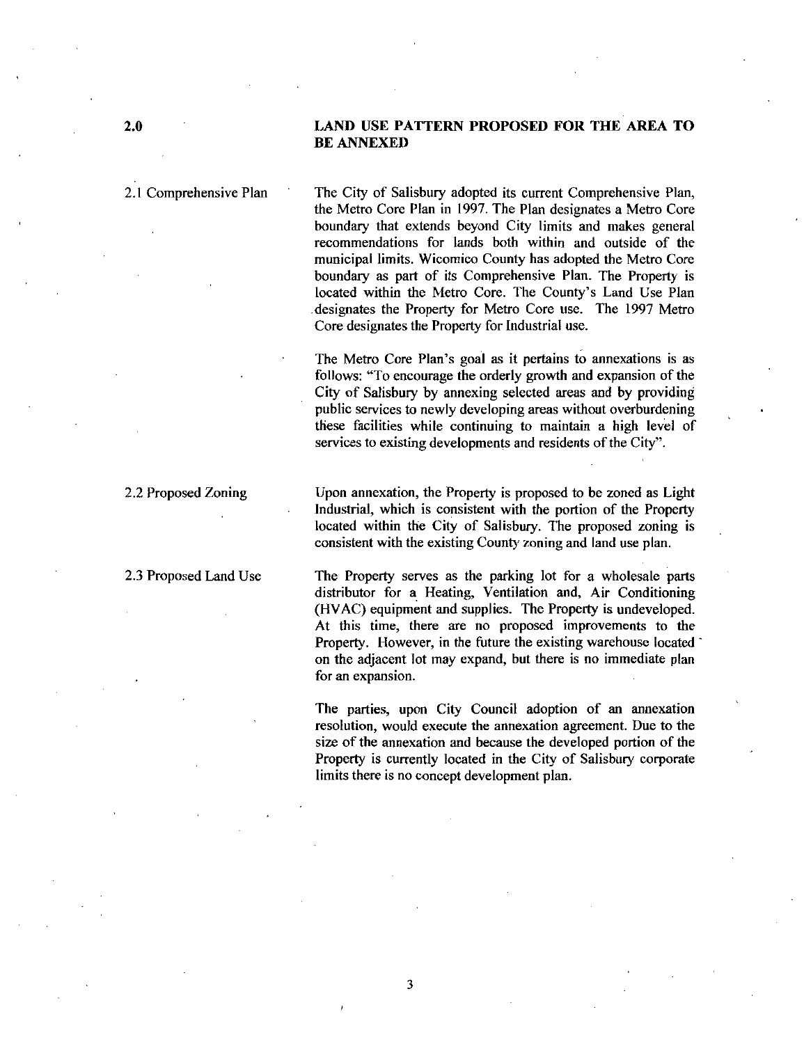## 2.0 LAND USE PATTERN PROPOSED FOR THE AREA TO BE ANNEXED

### 2.1 Comprehensive Plan

The City of Salisbury adopted its current Comprehensive Plan, the Metro Core Plan in 1997. The Plan designates a Metro Core boundary that extends beyond City limits and makes general recommendations for lands both within and outside of the municipal limits. Wicomico County has adopted the Metro Core boundary as part of its Comprehensive Plan. The Property is located within the Metro Core. The County's Land Use Plan designates the Property for Metro Core use. The 1997 Metro Core designates the Property for Industrial use.

The Metro Core Plan's goal as it pertains to annexations is as follows: "To encourage the orderly growth and expansion of the City of Salisbury by annexing selected areas and by providing public services to newly developing areas without overburdening these facilities while continuing to maintain a high level of services to existing developments and residents of the City".

### 2.2 Proposed Zoning

Upon annexation, the Property is proposed to be zoned as Light Industrial, which is consistent with the portion of the Property located within the City of Salisbury. The proposed zoning is consistent with the existing County zoning and land use plan.

### 2.3 Proposed Land Use

The Property serves as the parking lot for a wholesale parts distributor for a Heating, Ventilation and, Air Conditioning (HVAC) equipment and supplies. The Property is undeveloped. At this time, there are no proposed improvements to the Property. However, in the future the existing warehouse located on the adjacent lot may expand, but there is no immediate plan for an expansion.

The parties, upon City Council adoption of an annexation resolution, would execute the annexation agreement. Due to the size of the annexation and because the developed portion of the Property is currently located in the City of Salisbury corporate limits there is no concept development plan.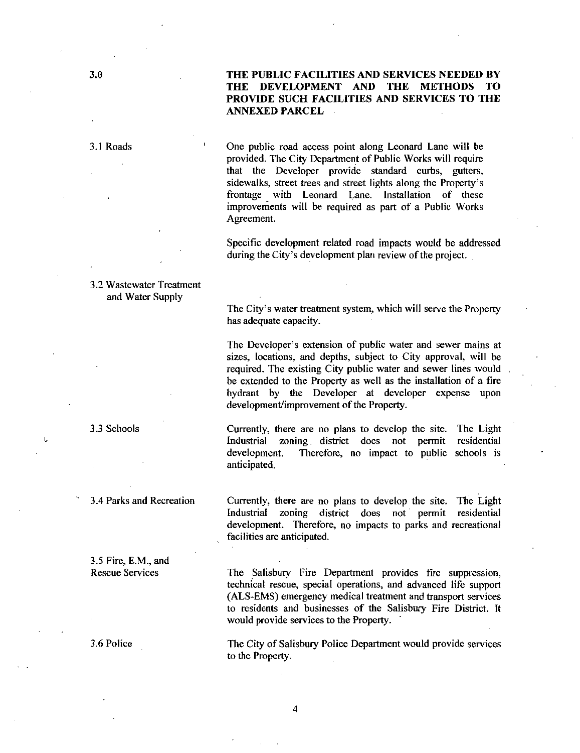## 3.0 THE PUBLIC FACILITIES AND SERVICES NEEDED BY THE DEVELOPMENT AND THE METHODS TO PROVIDE SUCH FACILITIES AND SERVICES TO THE ANNEXED PARCEL

### 3.1 Roads

One public road access point along Leonard Lane will be provided. The City Department of Public Works will require that the Developer provide standard curbs, gutters, sidewalks, street trees and street lights along the Property's frontage with Leonard Lane. Installation of these improvements will be required as part of a Public Works Agreement.

Specific development related road impacts would be addressed during the City's development plan review of the project.

### 3.2 Wastewater Treatment and Water Supply

The City's water treatment system, which will serve the Property has adequate capacity.

The Developer's extension of public water and sewer mains at sizes, locations, and depths, subject to City approval, will be required. The existing City public water and sewer lines would be extended to the Property as well as the installation of a fire hydrant by the Developer at developer expense upon development/improvement of the Property.

### 3.3 Schools

Currently, there are no plans to develop the site. The Light Industrial zoning district does not permit residential development. Therefore, no impact to public schools is anticipated.

### 3.4 Parks and Recreation

Currently, there are no plans to develop the site. The Light Industrial zoning district does not permit residential development. Therefore, no impacts to parks and recreational facilities are anticipated.

### 3.5 Fire, E.M., and Rescue Services

The Salisbury Fire Department provides fire suppression, technical rescue, special operations, and advanced life support (ALS-EMS) emergency medical treatment and transport services to residents and businesses of the Salisbury Fire District. It would provide services to the Property.

### 3.6 Police

The City of Salisbury Police Department would provide services to the Property.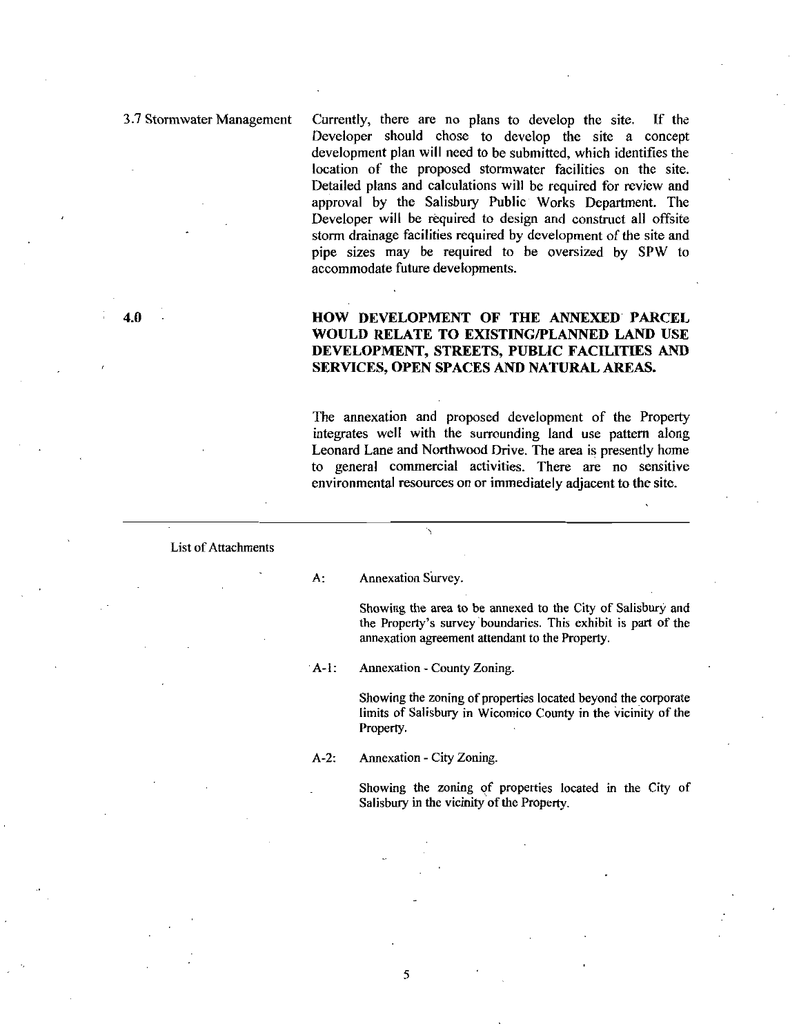3.7 Stormwater Management

Currently, there are no plans to develop the site. If the Developer should chose to develop the site a concept development plan will need to be submitted, which identifies the location of the proposed stormwater facilities on the site. Detailed plans and calculations will be required for review and approval by the Salisbury Public Works Department. The Developer will be required to design and construct all offsite storm drainage facilities required by development of the site and pipe sizes may be required to be oversized by SPW to accommodate future developments.

## 4.0 HOW DEVELOPMENT OF THE ANNEXED PARCEL WOULD RELATE TO EXISTING/PLANNED LAND USE DEVELOPMENT, STREETS, PUBLIC FACILITIES AND SERVICES, OPEN SPACES AND NATURAL AREAS.

The annexation and proposed development of the Property integrates well with the surrounding land use pattern along Leonard Lane and Northwood Drive. The area is presently home to general commercial activities. There are no sensitive environmental resources on or immediately adjacent to the site.

---

List of Attachments

A: Annexation Survey.

Showing the area to be annexed to the City of Salisbury and the Property's survey boundaries. This exhibit is part of the annexation agreement attendant to the Property.

A-1: Annexation - County Zoning.

Showing the zoning of properties located beyond the corporate limits of Salisbury in Wicomico County in the vicinity of the Property.

A-2: Annexation - City Zoning.

Showing the zoning of properties located in the City of Salisbury in the vicinity of the Property.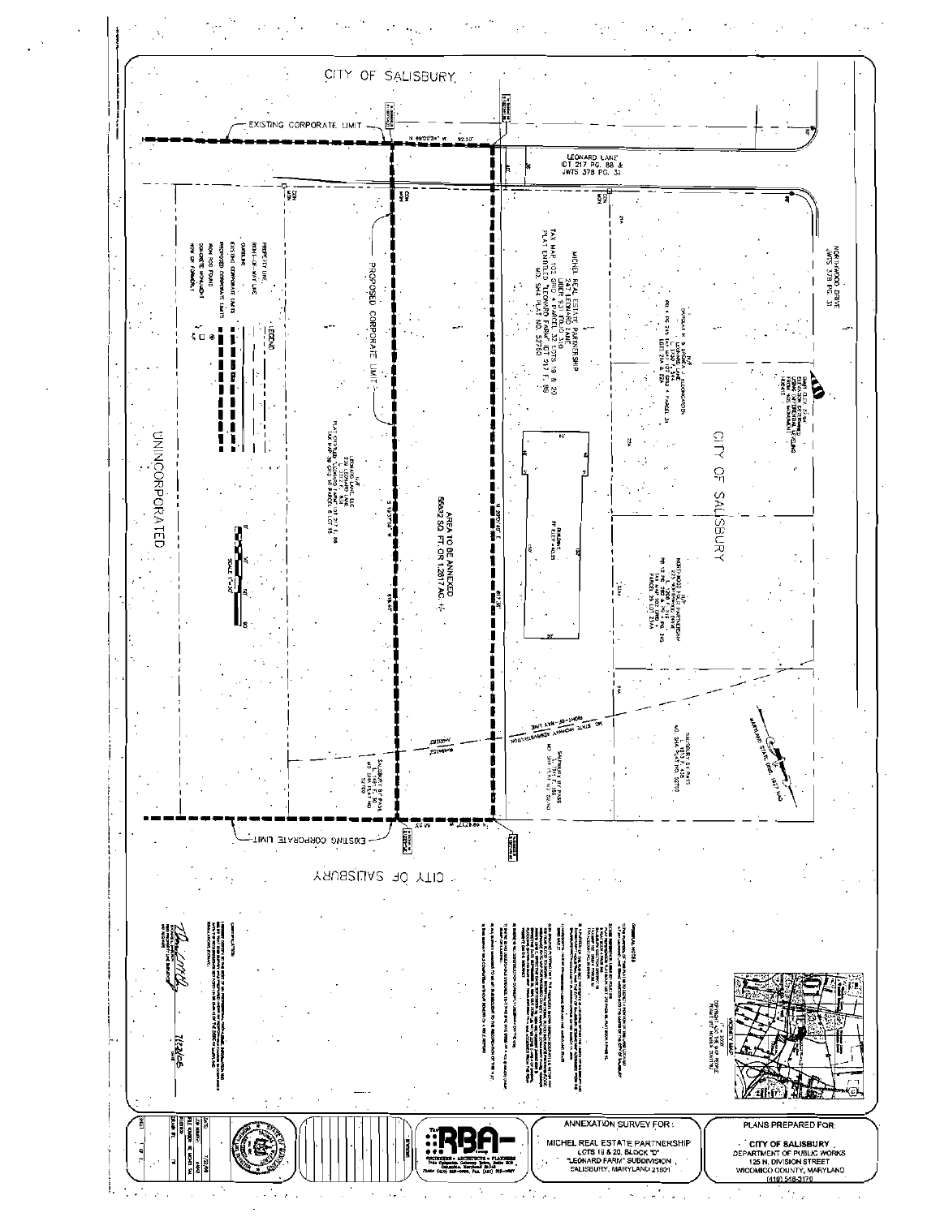CITY OF SALISBURY

EXISTING CORPORATE LIMIT

N 69°00'34" W 92.50'

LEONARD LANE
IDT 217 PG. 88 &
JWTS 378 PG. 31

NORTHWOOD DRIVE
JWTS 378 PG. 31

N/F
DOUGLAS W. & BRENDA J. BLOOMGREN

MICHEL REAL ESTATE PARTNERSHIP
LIBER 931 FOLIO 310
TAX MAP 102 GRID 4 PARCEL 31 LOTS 19 & 20
PLAT ENTITLED "LEONARD FARM" IDT 217 F. 88
MD. SHA PLAT NO. 52750

PROPOSED CORPORATE LIMIT

AREA TO BE ANNEXED
56802 SQ FT OR 1.2617 AC +/-

BUILDING
FF ELEV.=40.25

CITY OF SALISBURY

N/F
LEONARD LANE LLC
PLAT ENTITLED "LEONARD FARM" IDT 217 F. 88
TAX MAP 102 GRID 4 PARCEL 6 LOT 18

S 19°37'02" W 618.47'

N 20°01'40" E 617.90'

MD. STATE HIGHWAY ADMINISTRATION RIGHT-OF-WAY LINE

SALISBURY BY PASS
MD. SHA PLAT NO. 52750

MARYLAND STATE GRID (1927 NAD)

N 69°42'17" W 92.50'

EXISTING CORPORATE LIMIT

CITY OF SALISBURY

UNINCORPORATED

## LEGEND

- PROPERTY LINE
- RIGHT-OF-WAY LINE
- CURBLINE
- EXISTING CORPORATE LIMITS
- PROPOSED CORPORATE LIMITS
- IRON ROD FOUND
- CONCRETE MONUMENT
- NOW OR FORMERLY N/F

SCALE: 1"=30'

## GENERAL NOTES

## CERTIFICATION

7/22/08

VICINITY MAP

PLANS PREPARED FOR:

**CITY OF SALISBURY**
DEPARTMENT OF PUBLIC WORKS
125 N. DIVISION STREET
WICOMICO COUNTY, MARYLAND
(410) 548-3170

ANNEXATION SURVEY FOR:

MICHEL REAL ESTATE PARTNERSHIP
LOTS 19 & 20, BLOCK "D"
"LEONARD FARM" SUBDIVISION
SALISBURY, MARYLAND 21801

RBA
ENGINEERS • ARCHITECTS • PLANNERS

DATE: 7/22/08

SHEET 1 OF 1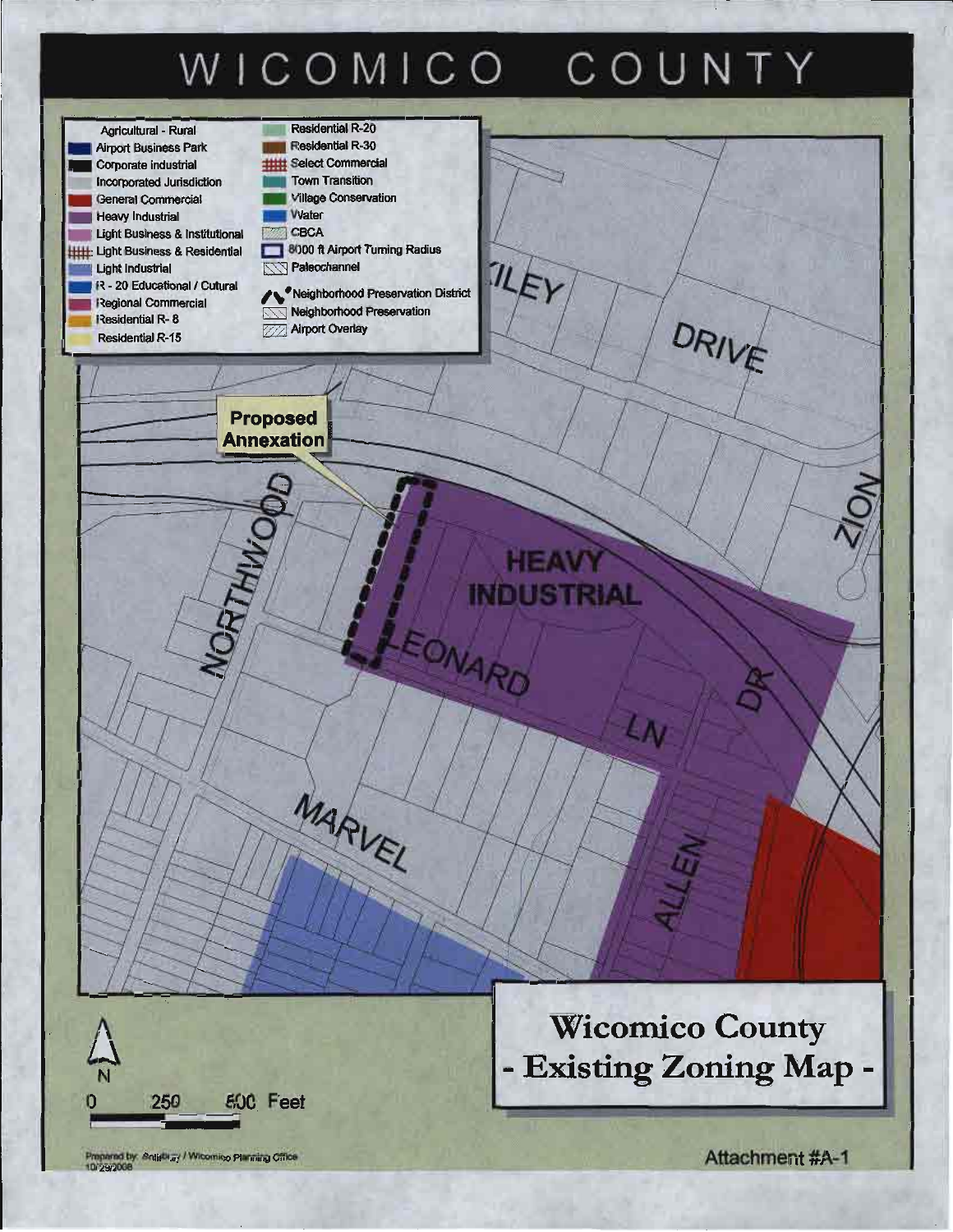# WICOMICO COUNTY

- Agricultural - Rural
- Airport Business Park
- Corporate Industrial
- Incorporated Jurisdiction
- General Commercial
- Heavy Industrial
- Light Business & Institutional
- Light Business & Residential
- Light Industrial
- R - 20 Educational / Cutural
- Regional Commercial
- Residential R- 8
- Residential R-15
- Residential R-20
- Residential R-30
- Select Commercial
- Town Transition
- Village Conservation
- Water
- CBCA
- 8000 ft Airport Turning Radius
- Paleochannel
- Neighborhood Preservation District
- Neighborhood Preservation
- Airport Overlay

Proposed Annexation

HEAVY INDUSTRIAL

KILEY DRIVE

NORTHWOOD

LEONARD LN

MARVEL

ALLEN

ZION DR

N

0 250 500 Feet

Wicomico County - Existing Zoning Map -

Prepared by: Salisbury / Wicomico Planning Office 10/29/2008

Attachment #A-1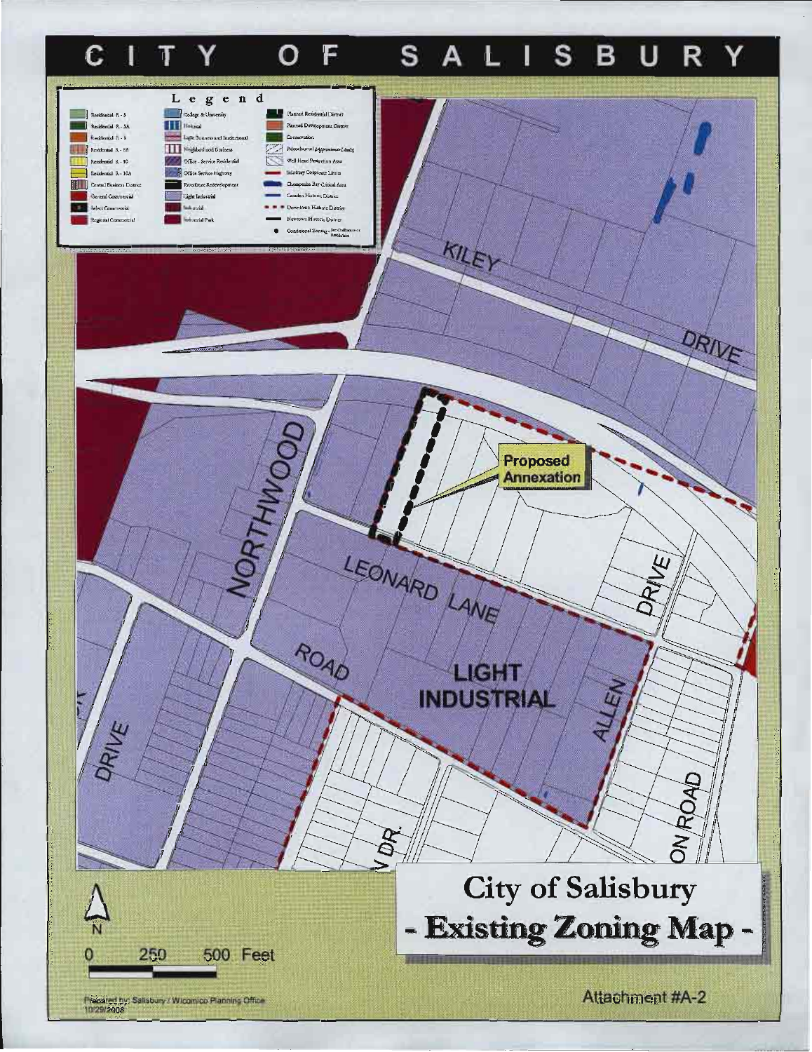# CITY OF SALISBURY

**Legend**

Residential R-5
Residential R-5A
Residential R-8
Residential R-8A
Residential R-10
Residential R-10A
Central Business District
General Commercial
Select Commercial
Regional Commercial
College & University
Hospital
Light Business and Institutional
Neighborhood Business
Office - Service Residential
Office Service Highway
Riverfront Redevelopment
Light Industrial
Industrial
Industrial Park
Planned Residential District
Planned Development District
Conservation
Paleochannel Approximate Limits
Well-Head Protection Area
Salisbury Corporate Limits
Chesapeake Bay Critical Area
Camden Historic District
Downtown Historic District
Newtown Historic District
Conditional Zoning - See Ordinance or Resolution

KILEY DRIVE

NORTHWOOD DRIVE

LEONARD LANE

ROAD

ALLEN

DRIVE

DR.

ON ROAD

Proposed Annexation

LIGHT INDUSTRIAL

N

0 250 500 Feet

Prepared by: Salisbury / Wicomico Planning Office
10/29/2008

## City of Salisbury
## - Existing Zoning Map -

Attachment #A-2